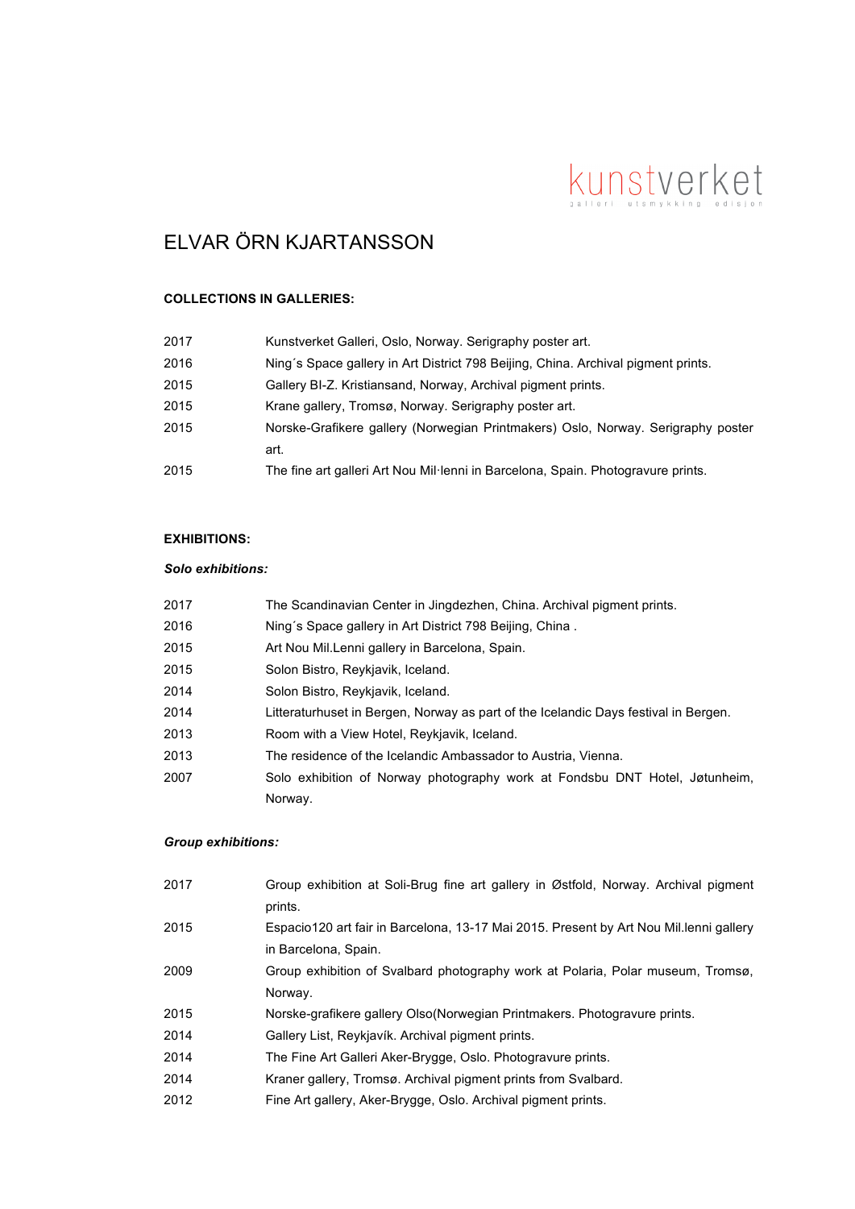kunstverket

galleri utsmykking edisjon

# ELVAR ÖRN KJARTANSSON

## COLLECTIONS IN GALLERIES:

| | |
|---|---|
| 2017 | Kunstverket Galleri, Oslo, Norway. Serigraphy poster art. |
| 2016 | Ning´s Space gallery in Art District 798 Beijing, China. Archival pigment prints. |
| 2015 | Gallery BI-Z. Kristiansand, Norway, Archival pigment prints. |
| 2015 | Krane gallery, Tromsø, Norway. Serigraphy poster art. |
| 2015 | Norske-Grafikere gallery (Norwegian Printmakers) Oslo, Norway. Serigraphy poster art. |
| 2015 | The fine art galleri Art Nou Mil·lenni in Barcelona, Spain. Photogravure prints. |

## EXHIBITIONS:

### *Solo exhibitions:*

| | |
|---|---|
| 2017 | The Scandinavian Center in Jingdezhen, China. Archival pigment prints. |
| 2016 | Ning´s Space gallery in Art District 798 Beijing, China . |
| 2015 | Art Nou Mil.Lenni gallery in Barcelona, Spain. |
| 2015 | Solon Bistro, Reykjavik, Iceland. |
| 2014 | Solon Bistro, Reykjavik, Iceland. |
| 2014 | Litteraturhuset in Bergen, Norway as part of the Icelandic Days festival in Bergen. |
| 2013 | Room with a View Hotel, Reykjavik, Iceland. |
| 2013 | The residence of the Icelandic Ambassador to Austria, Vienna. |
| 2007 | Solo exhibition of Norway photography work at Fondsbu DNT Hotel, Jøtunheim, Norway. |

### *Group exhibitions:*

| | |
|---|---|
| 2017 | Group exhibition at Soli-Brug fine art gallery in Østfold, Norway. Archival pigment prints. |
| 2015 | Espacio120 art fair in Barcelona, 13-17 Mai 2015. Present by Art Nou Mil.lenni gallery in Barcelona, Spain. |
| 2009 | Group exhibition of Svalbard photography work at Polaria, Polar museum, Tromsø, Norway. |
| 2015 | Norske-grafikere gallery Olso(Norwegian Printmakers. Photogravure prints. |
| 2014 | Gallery List, Reykjavík. Archival pigment prints. |
| 2014 | The Fine Art Galleri Aker-Brygge, Oslo. Photogravure prints. |
| 2014 | Kraner gallery, Tromsø. Archival pigment prints from Svalbard. |
| 2012 | Fine Art gallery, Aker-Brygge, Oslo. Archival pigment prints. |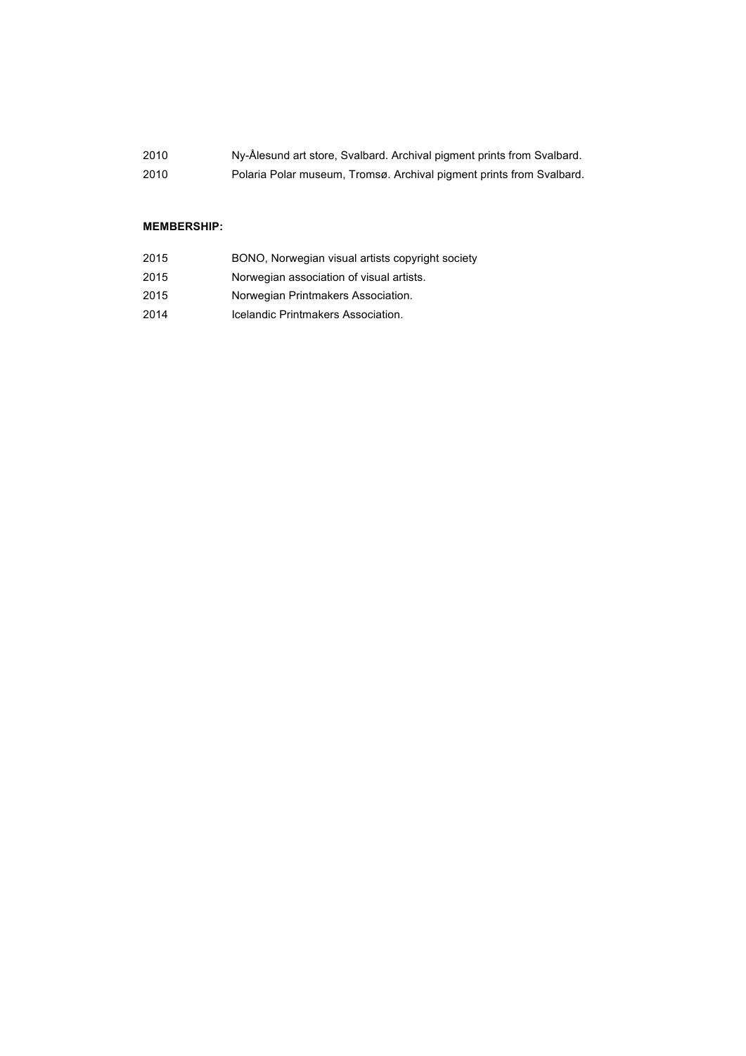2010 Ny-Ålesund art store, Svalbard. Archival pigment prints from Svalbard.

2010 Polaria Polar museum, Tromsø. Archival pigment prints from Svalbard.

**MEMBERSHIP:**

2015 BONO, Norwegian visual artists copyright society

2015 Norwegian association of visual artists.

2015 Norwegian Printmakers Association.

2014 Icelandic Printmakers Association.